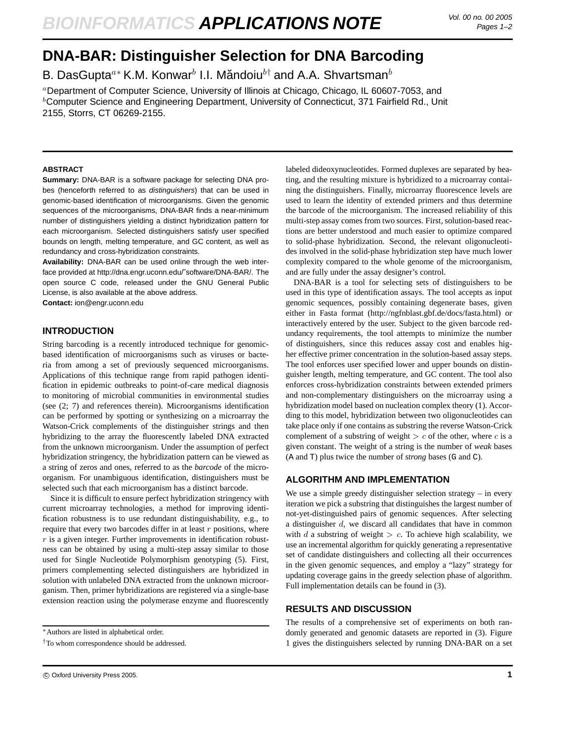# DNA-BAR: Distinguisher Selection for DNA Barcoding

B. DasGupta[a*] K.M. Konwar[b] I.I. Măndoiu[b†] and A.A. Shvartsman[b]

[a]Department of Computer Science, University of Illinois at Chicago, Chicago, IL 60607-7053, and
[b]Computer Science and Engineering Department, University of Connecticut, 371 Fairfield Rd., Unit 2155, Storrs, CT 06269-2155.

## ABSTRACT

**Summary:** DNA-BAR is a software package for selecting DNA probes (henceforth referred to as *distinguishers*) that can be used in genomic-based identification of microorganisms. Given the genomic sequences of the microorganisms, DNA-BAR finds a near-minimum number of distinguishers yielding a distinct hybridization pattern for each microorganism. Selected distinguishers satisfy user specified bounds on length, melting temperature, and GC content, as well as redundancy and cross-hybridization constraints.

**Availability:** DNA-BAR can be used online through the web interface provided at http://dna.engr.uconn.edu/˜software/DNA-BAR/. The open source C code, released under the GNU General Public License, is also available at the above address.

**Contact:** ion@engr.uconn.edu

## INTRODUCTION

String barcoding is a recently introduced technique for genomic-based identification of microorganisms such as viruses or bacteria from among a set of previously sequenced microorganisms. Applications of this technique range from rapid pathogen identification in epidemic outbreaks to point-of-care medical diagnosis to monitoring of microbial communities in environmental studies (see (2; 7) and references therein). Microorganisms identification can be performed by spotting or synthesizing on a microarray the Watson-Crick complements of the distinguisher strings and then hybridizing to the array the fluorescently labeled DNA extracted from the unknown microorganism. Under the assumption of perfect hybridization stringency, the hybridization pattern can be viewed as a string of zeros and ones, referred to as the *barcode* of the microorganism. For unambiguous identification, distinguishers must be selected such that each microorganism has a distinct barcode.

Since it is difficult to ensure perfect hybridization stringency with current microarray technologies, a method for improving identification robustness is to use redundant distinguishability, e.g., to require that every two barcodes differ in at least $r$ positions, where $r$ is a given integer. Further improvements in identification robustness can be obtained by using a multi-step assay similar to those used for Single Nucleotide Polymorphism genotyping (5). First, primers complementing selected distinguishers are hybridized in solution with unlabeled DNA extracted from the unknown microorganism. Then, primer hybridizations are registered via a single-base extension reaction using the polymerase enzyme and fluorescently labeled dideoxynucleotides. Formed duplexes are separated by heating, and the resulting mixture is hybridized to a microarray containing the distinguishers. Finally, microarray fluorescence levels are used to learn the identity of extended primers and thus determine the barcode of the microorganism. The increased reliability of this multi-step assay comes from two sources. First, solution-based reactions are better understood and much easier to optimize compared to solid-phase hybridization. Second, the relevant oligonucleotides involved in the solid-phase hybridization step have much lower complexity compared to the whole genome of the microorganism, and are fully under the assay designer's control.

DNA-BAR is a tool for selecting sets of distinguishers to be used in this type of identification assays. The tool accepts as input genomic sequences, possibly containing degenerate bases, given either in Fasta format (http://ngfnblast.gbf.de/docs/fasta.html) or interactively entered by the user. Subject to the given barcode redundancy requirements, the tool attempts to minimize the number of distinguishers, since this reduces assay cost and enables higher effective primer concentration in the solution-based assay steps. The tool enforces user specified lower and upper bounds on distinguisher length, melting temperature, and GC content. The tool also enforces cross-hybridization constraints between extended primers and non-complementary distinguishers on the microarray using a hybridization model based on nucleation complex theory (1). According to this model, hybridization between two oligonucleotides can take place only if one contains as substring the reverse Watson-Crick complement of a substring of weight $> c$ of the other, where $c$ is a given constant. The weight of a string is the number of *weak* bases (A and T) plus twice the number of *strong* bases (G and C).

## ALGORITHM AND IMPLEMENTATION

We use a simple greedy distinguisher selection strategy – in every iteration we pick a substring that distinguishes the largest number of not-yet-distinguished pairs of genomic sequences. After selecting a distinguisher $d$, we discard all candidates that have in common with $d$ a substring of weight $> c$. To achieve high scalability, we use an incremental algorithm for quickly generating a representative set of candidate distinguishers and collecting all their occurrences in the given genomic sequences, and employ a "lazy" strategy for updating coverage gains in the greedy selection phase of algorithm. Full implementation details can be found in (3).

## RESULTS AND DISCUSSION

The results of a comprehensive set of experiments on both randomly generated and genomic datasets are reported in (3). Figure 1 gives the distinguishers selected by running DNA-BAR on a set

---

*Authors are listed in alphabetical order.

†To whom correspondence should be addressed.

© Oxford University Press 2005.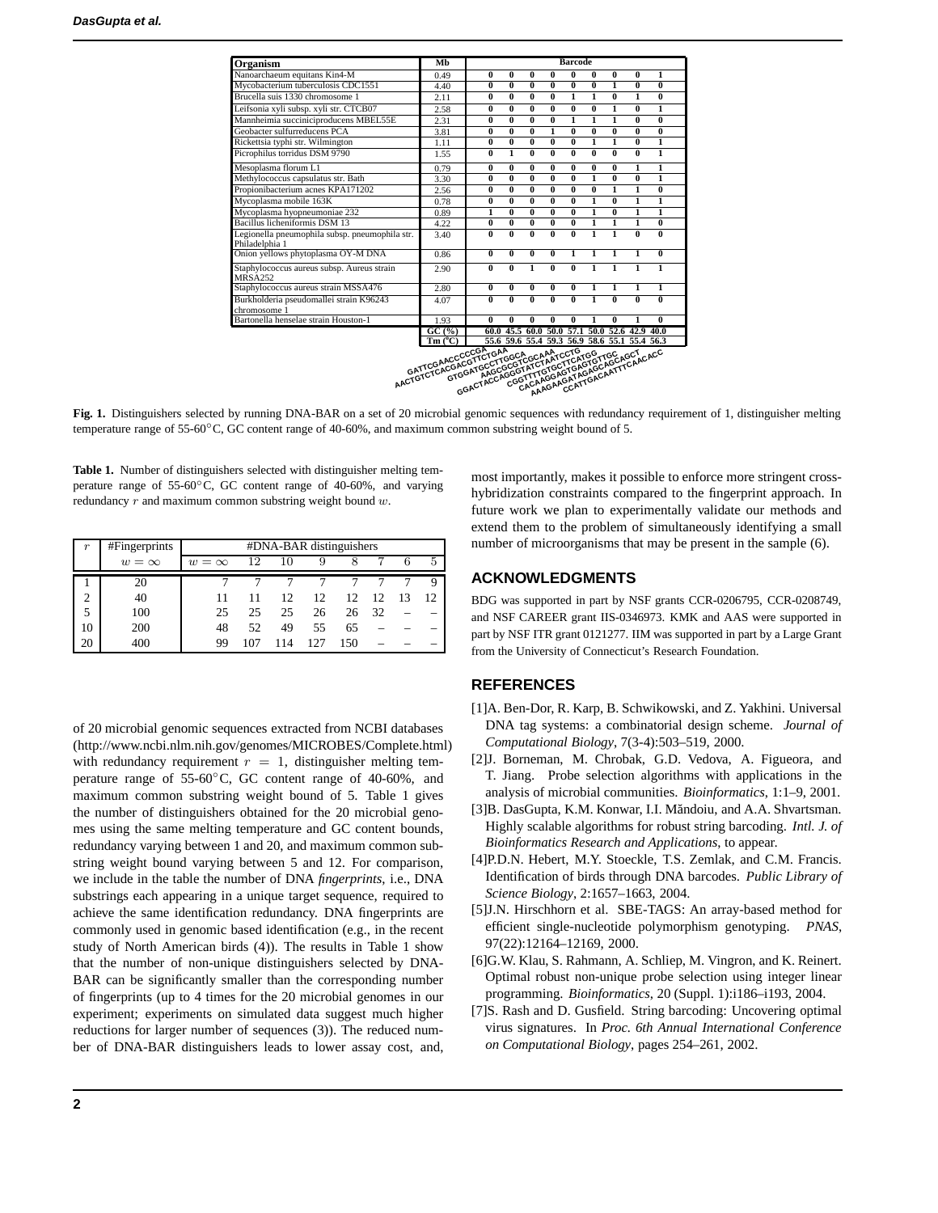| Organism | Mb | Barcode | | | | | | | | |
|---|---|---|---|---|---|---|---|---|---|---|
| Nanoarchaeum equitans Kin4-M | 0.49 | 0 | 0 | 0 | 0 | 0 | 0 | 0 | 0 | 1 |
| Mycobacterium tuberculosis CDC1551 | 4.40 | 0 | 0 | 0 | 0 | 0 | 0 | 1 | 0 | 0 |
| Brucella suis 1330 chromosome 1 | 2.11 | 0 | 0 | 0 | 0 | 1 | 1 | 0 | 1 | 0 |
| Leifsonia xyli subsp. xyli str. CTCB07 | 2.58 | 0 | 0 | 0 | 0 | 0 | 0 | 1 | 0 | 1 |
| Mannheimia succiniciproducens MBEL55E | 2.31 | 0 | 0 | 0 | 0 | 1 | 1 | 1 | 0 | 0 |
| Geobacter sulfurreducens PCA | 3.81 | 0 | 0 | 0 | 1 | 0 | 0 | 0 | 0 | 0 |
| Rickettsia typhi str. Wilmington | 1.11 | 0 | 0 | 0 | 0 | 0 | 1 | 1 | 0 | 1 |
| Picrophilus torridus DSM 9790 | 1.55 | 0 | 1 | 0 | 0 | 0 | 0 | 0 | 0 | 1 |
| Mesoplasma florum L1 | 0.79 | 0 | 0 | 0 | 0 | 0 | 0 | 0 | 1 | 1 |
| Methylococcus capsulatus str. Bath | 3.30 | 0 | 0 | 0 | 0 | 0 | 1 | 0 | 0 | 1 |
| Propionibacterium acnes KPA171202 | 2.56 | 0 | 0 | 0 | 0 | 0 | 0 | 1 | 1 | 0 |
| Mycoplasma mobile 163K | 0.78 | 0 | 0 | 0 | 0 | 0 | 1 | 0 | 1 | 1 |
| Mycoplasma hyopneumoniae 232 | 0.89 | 1 | 0 | 0 | 0 | 0 | 1 | 0 | 1 | 1 |
| Bacillus licheniformis DSM 13 | 4.22 | 0 | 0 | 0 | 0 | 0 | 1 | 1 | 1 | 0 |
| Legionella pneumophila subsp. pneumophila str. Philadelphia 1 | 3.40 | 0 | 0 | 0 | 0 | 0 | 1 | 1 | 0 | 0 |
| Onion yellows phytoplasma OY-M DNA | 0.86 | 0 | 0 | 0 | 0 | 1 | 1 | 1 | 1 | 0 |
| Staphylococcus aureus subsp. Aureus strain MRSA252 | 2.90 | 0 | 0 | 1 | 0 | 0 | 1 | 1 | 1 | 1 |
| Staphylococcus aureus strain MSSA476 | 2.80 | 0 | 0 | 0 | 0 | 0 | 1 | 1 | 1 | 1 |
| Burkholderia pseudomallei strain K96243 chromosome 1 | 4.07 | 0 | 0 | 0 | 0 | 0 | 1 | 0 | 0 | 0 |
| Bartonella henselae strain Houston-1 | 1.93 | 0 | 0 | 0 | 0 | 0 | 1 | 0 | 1 | 0 |
| | GC (%) | 60.0 | 45.5 | 60.0 | 50.0 | 57.1 | 50.0 | 52.6 | 42.9 | 40.0 |
| | Tm (°C) | 55.6 | 59.6 | 55.4 | 59.3 | 56.9 | 58.6 | 55.1 | 55.4 | 56.3 |

GATTCGAACCCCCGA
AACTGTCTCACGACGTTCTGAA
GTGGATGCCTTGGCA
AAGCGCGTCGCAAA
GGACTACCAGGGTATCTAATCCTG
CGGTTTTGTGCTTCATGG
CACAAGGAGTGAGTGTTGC
AAAGAAGATAGAGCAGCAGCT
CCATTGACAATTTCAACACC

**Fig. 1.** Distinguishers selected by running DNA-BAR on a set of 20 microbial genomic sequences with redundancy requirement of 1, distinguisher melting temperature range of 55-60°C, GC content range of 40-60%, and maximum common substring weight bound of 5.

**Table 1.** Number of distinguishers selected with distinguisher melting temperature range of 55-60°C, GC content range of 40-60%, and varying redundancy $r$ and maximum common substring weight bound $w$.

| $r$ | #Fingerprints | #DNA-BAR distinguishers | | | | | | | |
|---|---|---|---|---|---|---|---|---|---|
| | $w=\infty$ | $w=\infty$ | 12 | 10 | 9 | 8 | 7 | 6 | 5 |
| 1 | 20 | 7 | 7 | 7 | 7 | 7 | 7 | 7 | 9 |
| 2 | 40 | 11 | 11 | 12 | 12 | 12 | 12 | 13 | 12 |
| 5 | 100 | 25 | 25 | 25 | 26 | 26 | 32 | – | – |
| 10 | 200 | 48 | 52 | 49 | 55 | 65 | – | – | – |
| 20 | 400 | 99 | 107 | 114 | 127 | 150 | – | – | – |

of 20 microbial genomic sequences extracted from NCBI databases (http://www.ncbi.nlm.nih.gov/genomes/MICROBES/Complete.html) with redundancy requirement $r = 1$, distinguisher melting temperature range of 55-60°C, GC content range of 40-60%, and maximum common substring weight bound of 5. Table 1 gives the number of distinguishers obtained for the 20 microbial genomes using the same melting temperature and GC content bounds, redundancy varying between 1 and 20, and maximum common substring weight bound varying between 5 and 12. For comparison, we include in the table the number of DNA *fingerprints*, i.e., DNA substrings each appearing in a unique target sequence, required to achieve the same identification redundancy. DNA fingerprints are commonly used in genomic based identification (e.g., in the recent study of North American birds (4)). The results in Table 1 show that the number of non-unique distinguishers selected by DNA-BAR can be significantly smaller than the corresponding number of fingerprints (up to 4 times for the 20 microbial genomes in our experiment; experiments on simulated data suggest much higher reductions for larger number of sequences (3)). The reduced number of DNA-BAR distinguishers leads to lower assay cost, and, most importantly, makes it possible to enforce more stringent cross-hybridization constraints compared to the fingerprint approach. In future work we plan to experimentally validate our methods and extend them to the problem of simultaneously identifying a small number of microorganisms that may be present in the sample (6).

## ACKNOWLEDGMENTS

BDG was supported in part by NSF grants CCR-0206795, CCR-0208749, and NSF CAREER grant IIS-0346973. KMK and AAS were supported in part by NSF ITR grant 0121277. IIM was supported in part by a Large Grant from the University of Connecticut's Research Foundation.

## REFERENCES

[1] A. Ben-Dor, R. Karp, B. Schwikowski, and Z. Yakhini. Universal DNA tag systems: a combinatorial design scheme. *Journal of Computational Biology*, 7(3-4):503–519, 2000.

[2] J. Borneman, M. Chrobak, G.D. Vedova, A. Figueora, and T. Jiang. Probe selection algorithms with applications in the analysis of microbial communities. *Bioinformatics*, 1:1–9, 2001.

[3] B. DasGupta, K.M. Konwar, I.I. Măndoiu, and A.A. Shvartsman. Highly scalable algorithms for robust string barcoding. *Intl. J. of Bioinformatics Research and Applications*, to appear.

[4] P.D.N. Hebert, M.Y. Stoeckle, T.S. Zemlak, and C.M. Francis. Identification of birds through DNA barcodes. *Public Library of Science Biology*, 2:1657–1663, 2004.

[5] J.N. Hirschhorn et al. SBE-TAGS: An array-based method for efficient single-nucleotide polymorphism genotyping. *PNAS*, 97(22):12164–12169, 2000.

[6] G.W. Klau, S. Rahmann, A. Schliep, M. Vingron, and K. Reinert. Optimal robust non-unique probe selection using integer linear programming. *Bioinformatics*, 20 (Suppl. 1):i186–i193, 2004.

[7] S. Rash and D. Gusfield. String barcoding: Uncovering optimal virus signatures. In *Proc. 6th Annual International Conference on Computational Biology*, pages 254–261, 2002.